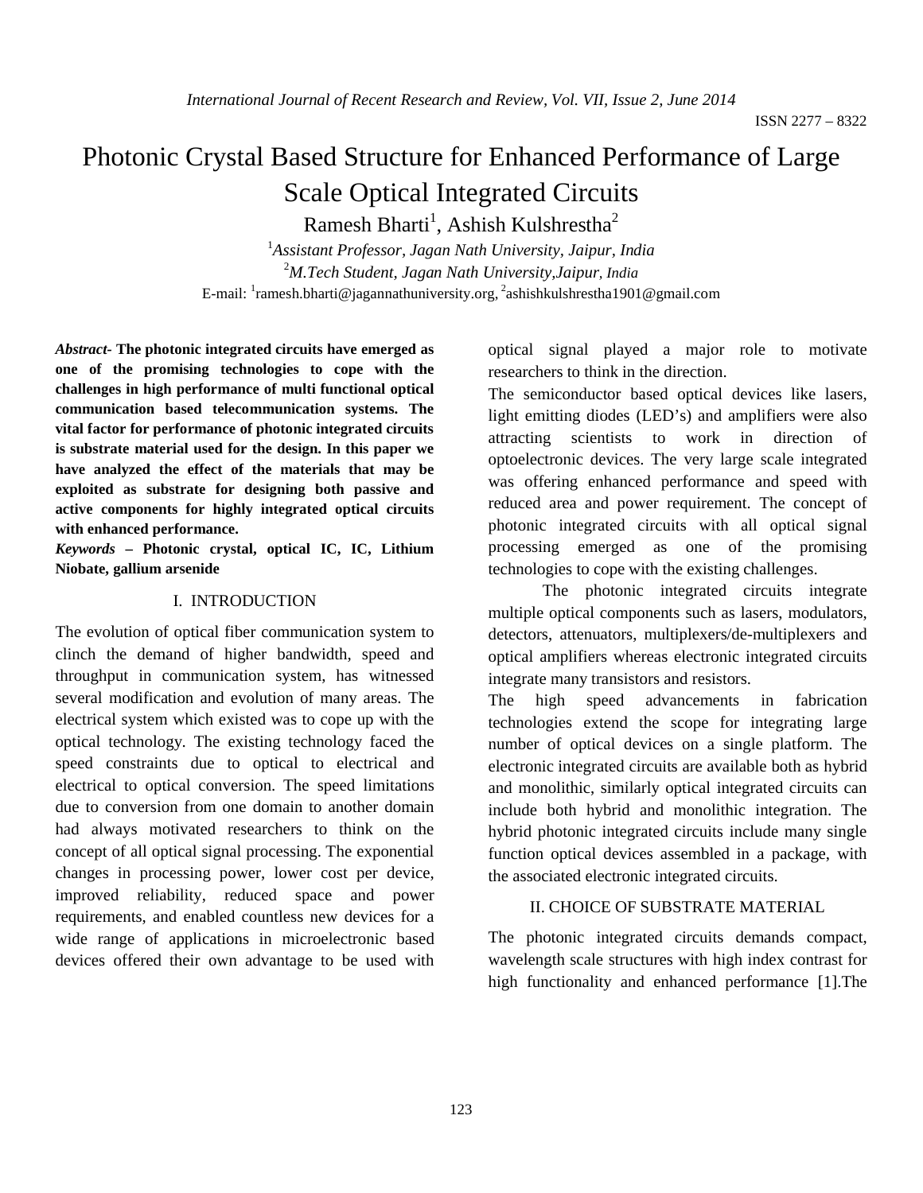# Photonic Crystal Based Structure for Enhanced Performance of Large Scale Optical Integrated Circuits

Ramesh Bharti[1], Ashish Kulshrestha[2]

[1]*Assistant Professor, Jagan Nath University, Jaipur, India*

[2]*M.Tech Student, Jagan Nath University,Jaipur, India*

E-mail: [1]ramesh.bharti@jagannathuniversity.org, [2]ashishkulshrestha1901@gmail.com

***Abstract*- The photonic integrated circuits have emerged as one of the promising technologies to cope with the challenges in high performance of multi functional optical communication based telecommunication systems. The vital factor for performance of photonic integrated circuits is substrate material used for the design. In this paper we have analyzed the effect of the materials that may be exploited as substrate for designing both passive and active components for highly integrated optical circuits with enhanced performance.**

***Keywords* – Photonic crystal, optical IC, IC, Lithium Niobate, gallium arsenide**

## I. INTRODUCTION

The evolution of optical fiber communication system to clinch the demand of higher bandwidth, speed and throughput in communication system, has witnessed several modification and evolution of many areas. The electrical system which existed was to cope up with the optical technology. The existing technology faced the speed constraints due to optical to electrical and electrical to optical conversion. The speed limitations due to conversion from one domain to another domain had always motivated researchers to think on the concept of all optical signal processing. The exponential changes in processing power, lower cost per device, improved reliability, reduced space and power requirements, and enabled countless new devices for a wide range of applications in microelectronic based devices offered their own advantage to be used with optical signal played a major role to motivate researchers to think in the direction.

The semiconductor based optical devices like lasers, light emitting diodes (LED's) and amplifiers were also attracting scientists to work in direction of optoelectronic devices. The very large scale integrated was offering enhanced performance and speed with reduced area and power requirement. The concept of photonic integrated circuits with all optical signal processing emerged as one of the promising technologies to cope with the existing challenges.

The photonic integrated circuits integrate multiple optical components such as lasers, modulators, detectors, attenuators, multiplexers/de-multiplexers and optical amplifiers whereas electronic integrated circuits integrate many transistors and resistors.

The high speed advancements in fabrication technologies extend the scope for integrating large number of optical devices on a single platform. The electronic integrated circuits are available both as hybrid and monolithic, similarly optical integrated circuits can include both hybrid and monolithic integration. The hybrid photonic integrated circuits include many single function optical devices assembled in a package, with the associated electronic integrated circuits.

## II. CHOICE OF SUBSTRATE MATERIAL

The photonic integrated circuits demands compact, wavelength scale structures with high index contrast for high functionality and enhanced performance [1].The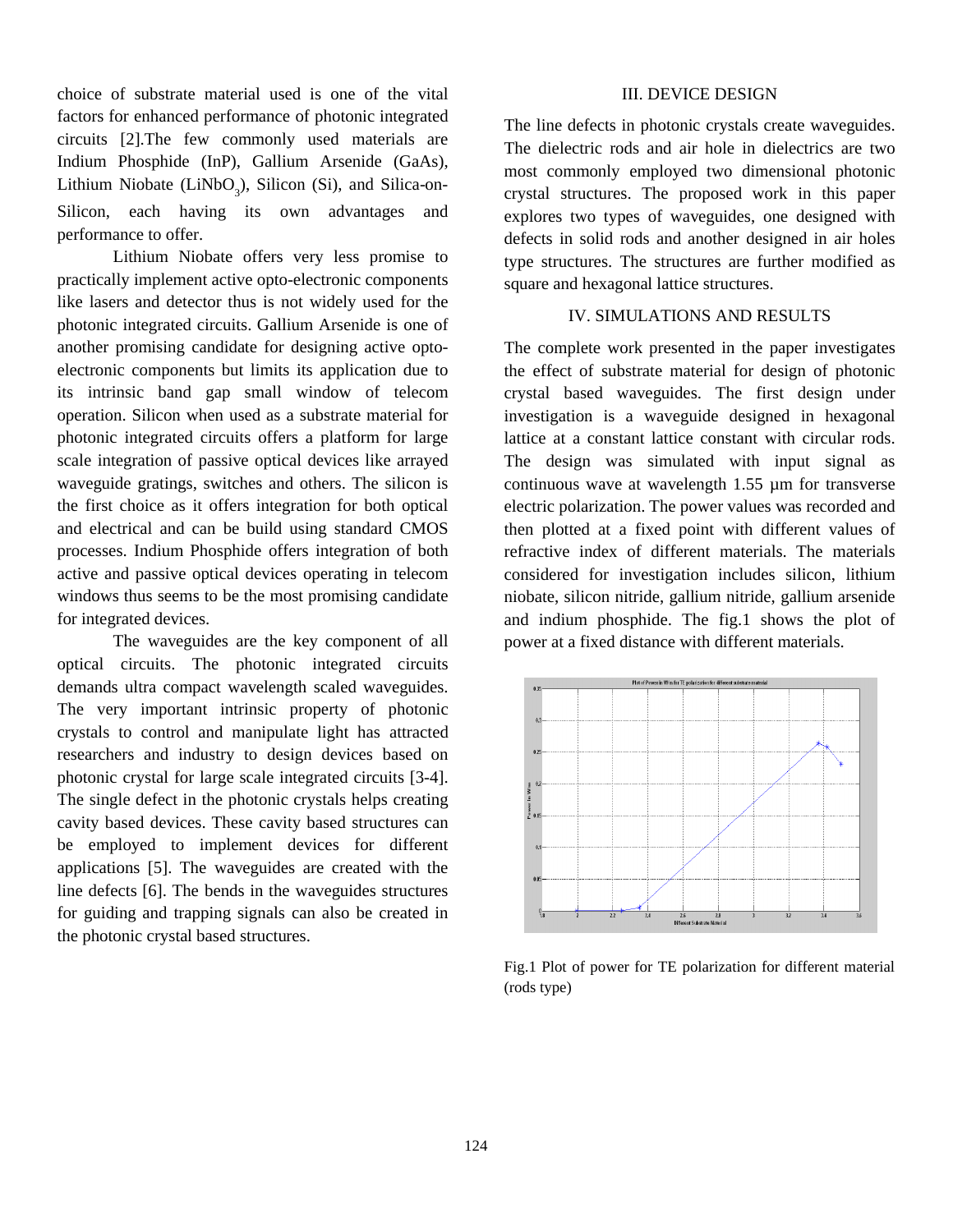choice of substrate material used is one of the vital factors for enhanced performance of photonic integrated circuits [2].The few commonly used materials are Indium Phosphide (InP), Gallium Arsenide (GaAs), Lithium Niobate ($LiNbO_3$), Silicon (Si), and Silica-on-Silicon, each having its own advantages and performance to offer.

Lithium Niobate offers very less promise to practically implement active opto-electronic components like lasers and detector thus is not widely used for the photonic integrated circuits. Gallium Arsenide is one of another promising candidate for designing active opto-electronic components but limits its application due to its intrinsic band gap small window of telecom operation. Silicon when used as a substrate material for photonic integrated circuits offers a platform for large scale integration of passive optical devices like arrayed waveguide gratings, switches and others. The silicon is the first choice as it offers integration for both optical and electrical and can be build using standard CMOS processes. Indium Phosphide offers integration of both active and passive optical devices operating in telecom windows thus seems to be the most promising candidate for integrated devices.

The waveguides are the key component of all optical circuits. The photonic integrated circuits demands ultra compact wavelength scaled waveguides. The very important intrinsic property of photonic crystals to control and manipulate light has attracted researchers and industry to design devices based on photonic crystal for large scale integrated circuits [3-4]. The single defect in the photonic crystals helps creating cavity based devices. These cavity based structures can be employed to implement devices for different applications [5]. The waveguides are created with the line defects [6]. The bends in the waveguides structures for guiding and trapping signals can also be created in the photonic crystal based structures.

## III. DEVICE DESIGN

The line defects in photonic crystals create waveguides. The dielectric rods and air hole in dielectrics are two most commonly employed two dimensional photonic crystal structures. The proposed work in this paper explores two types of waveguides, one designed with defects in solid rods and another designed in air holes type structures. The structures are further modified as square and hexagonal lattice structures.

## IV. SIMULATIONS AND RESULTS

The complete work presented in the paper investigates the effect of substrate material for design of photonic crystal based waveguides. The first design under investigation is a waveguide designed in hexagonal lattice at a constant lattice constant with circular rods. The design was simulated with input signal as continuous wave at wavelength 1.55 µm for transverse electric polarization. The power values was recorded and then plotted at a fixed point with different values of refractive index of different materials. The materials considered for investigation includes silicon, lithium niobate, silicon nitride, gallium nitride, gallium arsenide and indium phosphide. The fig.1 shows the plot of power at a fixed distance with different materials.

Fig.1 Plot of power for TE polarization for different material (rods type)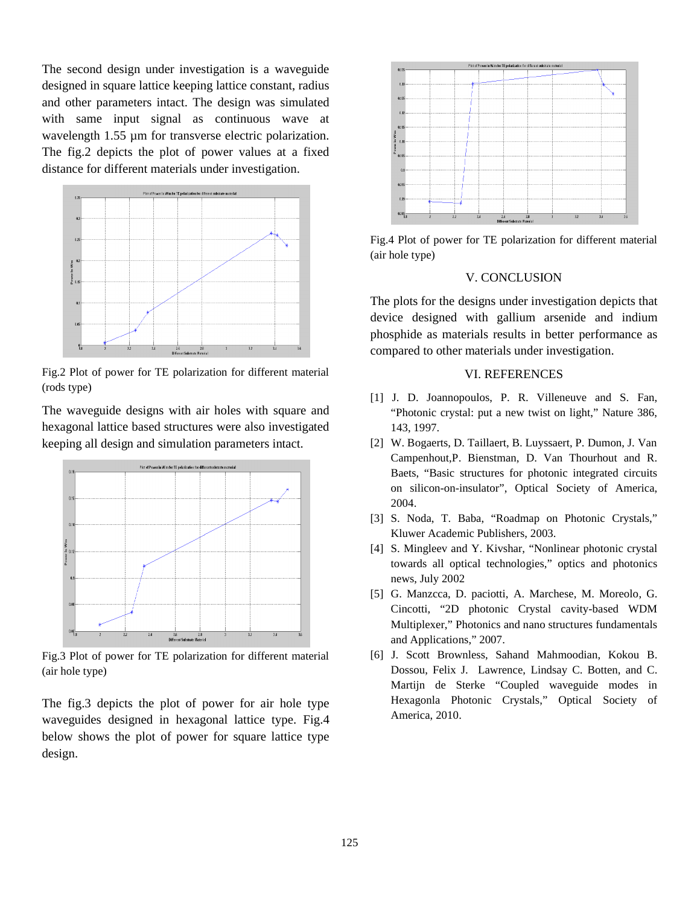The second design under investigation is a waveguide designed in square lattice keeping lattice constant, radius and other parameters intact. The design was simulated with same input signal as continuous wave at wavelength 1.55 µm for transverse electric polarization. The fig.2 depicts the plot of power values at a fixed distance for different materials under investigation.

Plot of Power in W for TE polarization for different substrate material

Power in W

Different Substrate Material

Fig.2 Plot of power for TE polarization for different material (rods type)

The waveguide designs with air holes with square and hexagonal lattice based structures were also investigated keeping all design and simulation parameters intact.

Plot of Power in W for TE polarization for different substrate material

Power in W

Different Substrate Material

Fig.3 Plot of power for TE polarization for different material (air hole type)

The fig.3 depicts the plot of power for air hole type waveguides designed in hexagonal lattice type. Fig.4 below shows the plot of power for square lattice type design.

Plot of Power in W for TE polarization for different substrate material

Power in W

Different Substrate Material

Fig.4 Plot of power for TE polarization for different material (air hole type)

## V. CONCLUSION

The plots for the designs under investigation depicts that device designed with gallium arsenide and indium phosphide as materials results in better performance as compared to other materials under investigation.

## VI. REFERENCES

[1] J. D. Joannopoulos, P. R. Villeneuve and S. Fan, "Photonic crystal: put a new twist on light," Nature 386, 143, 1997.

[2] W. Bogaerts, D. Taillaert, B. Luyssaert, P. Dumon, J. Van Campenhout,P. Bienstman, D. Van Thourhout and R. Baets, "Basic structures for photonic integrated circuits on silicon-on-insulator", Optical Society of America, 2004.

[3] S. Noda, T. Baba, "Roadmap on Photonic Crystals," Kluwer Academic Publishers, 2003.

[4] S. Mingleev and Y. Kivshar, "Nonlinear photonic crystal towards all optical technologies," optics and photonics news, July 2002

[5] G. Manzcca, D. paciotti, A. Marchese, M. Moreolo, G. Cincotti, "2D photonic Crystal cavity-based WDM Multiplexer," Photonics and nano structures fundamentals and Applications," 2007.

[6] J. Scott Brownless, Sahand Mahmoodian, Kokou B. Dossou, Felix J. Lawrence, Lindsay C. Botten, and C. Martijn de Sterke "Coupled waveguide modes in Hexagonla Photonic Crystals," Optical Society of America, 2010.